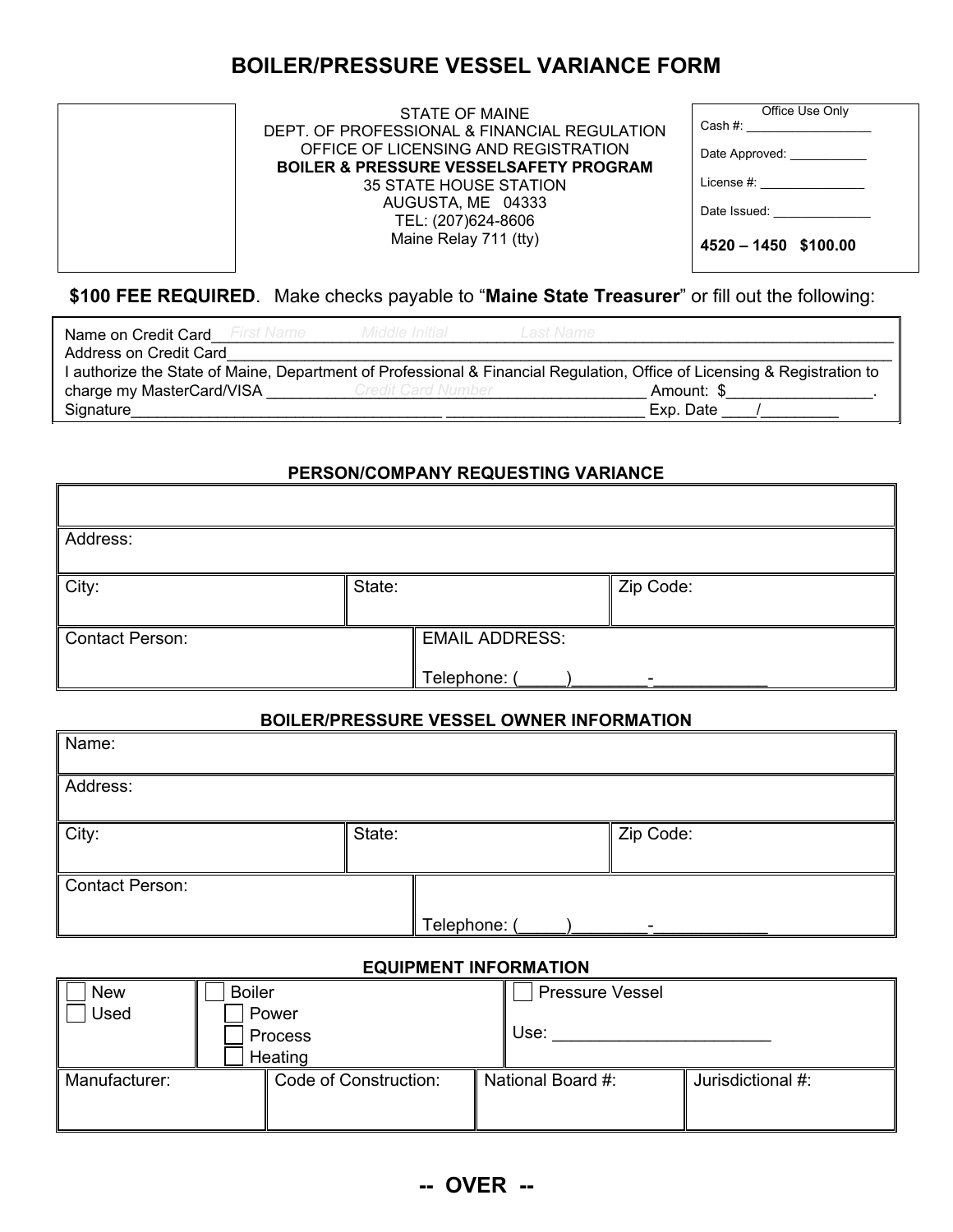# BOILER/PRESSURE VESSEL VARIANCE FORM

STATE OF MAINE
DEPT. OF PROFESSIONAL & FINANCIAL REGULATION
OFFICE OF LICENSING AND REGISTRATION
**BOILER & PRESSURE VESSELSAFETY PROGRAM**
35 STATE HOUSE STATION
AUGUSTA, ME 04333
TEL: (207)624-8606
Maine Relay 711 (tty)

| Office Use Only |
|---|
| Cash #: __________________ |
| Date Approved: ___________ |
| License #: _______________ |
| Date Issued: ______________ |
| **4520 – 1450 $100.00** |

**$100 FEE REQUIRED**. Make checks payable to "**Maine State Treasurer**" or fill out the following:

Name on Credit Card___First Name___Middle Initial___Last Name___________________

Address on Credit Card_____________________________________________________

I authorize the State of Maine, Department of Professional & Financial Regulation, Office of Licensing & Registration to charge my MasterCard/VISA ___Credit Card Number___ Amount: $_________________.

Signature___________________________________ _______________________ Exp. Date ____/_________

### PERSON/COMPANY REQUESTING VARIANCE

| | | |
|---|---|---|
| | | |
| Address: | | |
| City: | State: | Zip Code: |
| Contact Person: | EMAIL ADDRESS: Telephone: (_____)________-____________ | |

### BOILER/PRESSURE VESSEL OWNER INFORMATION

| | | |
|---|---|---|
| Name: | | |
| Address: | | |
| City: | State: | Zip Code: |
| Contact Person: | Telephone: (_____)________-____________ | |

### EQUIPMENT INFORMATION

| | | |
|---|---|---|
| ☐ New<br>☐ Used | ☐ Boiler<br>☐ Power<br>☐ Process<br>☐ Heating | ☐ Pressure Vessel<br>Use: _______________________ |

| Manufacturer: | Code of Construction: | National Board #: | Jurisdictional #: |
|---|---|---|---|
| | | | |

**-- OVER --**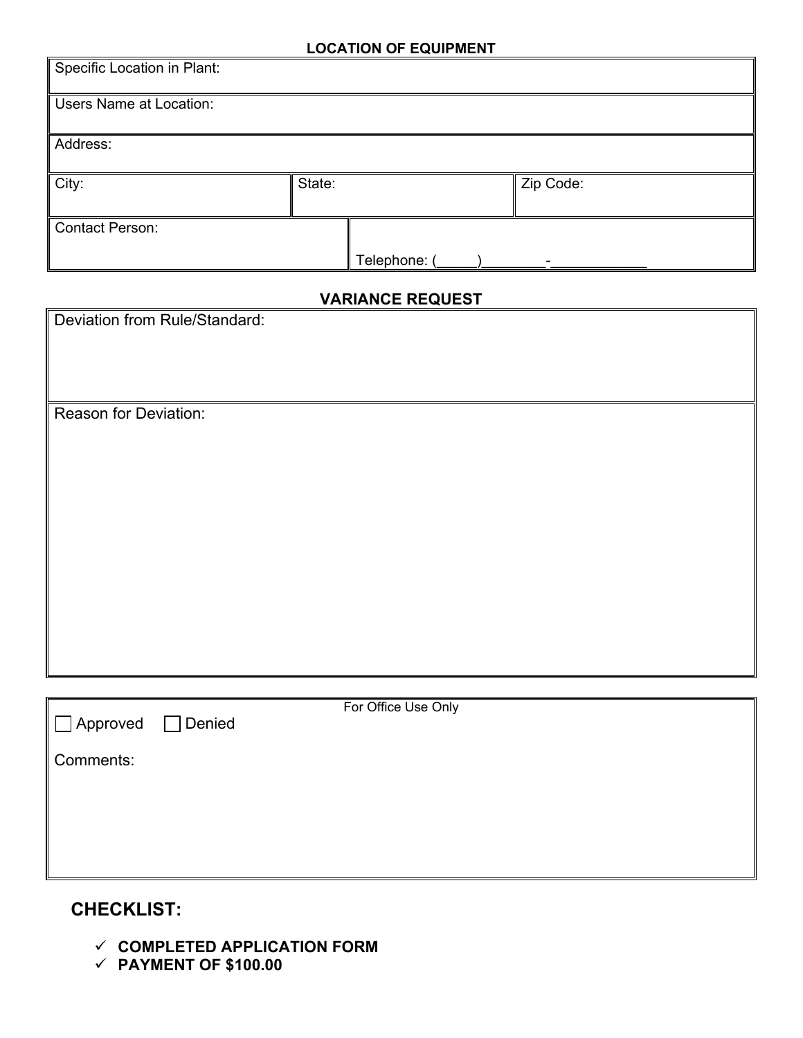## LOCATION OF EQUIPMENT

| Specific Location in Plant: | | |
|---|---|---|
| Users Name at Location: | | |
| Address: | | |
| City: | State: | Zip Code: |
| Contact Person: | Telephone: (_____)________-____________ | |

## VARIANCE REQUEST

| Deviation from Rule/Standard: |
|---|
| Reason for Deviation: |

| For Office Use Only |
|---|
| ☐ Approved ☐ Denied |
| Comments: |

## CHECKLIST:

- ✓ **COMPLETED APPLICATION FORM**
- ✓ **PAYMENT OF $100.00**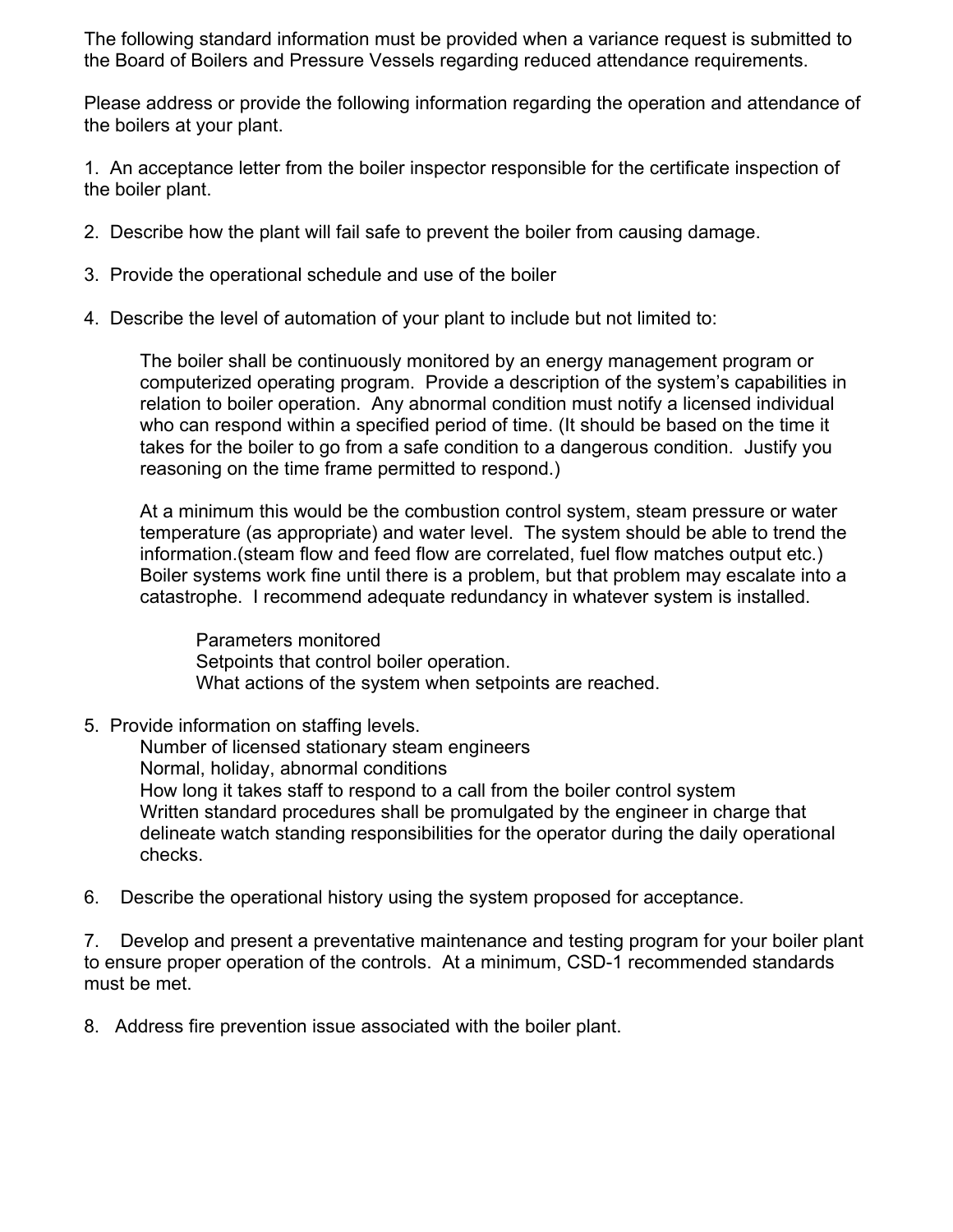The following standard information must be provided when a variance request is submitted to the Board of Boilers and Pressure Vessels regarding reduced attendance requirements.

Please address or provide the following information regarding the operation and attendance of the boilers at your plant.

1. An acceptance letter from the boiler inspector responsible for the certificate inspection of the boiler plant.

2. Describe how the plant will fail safe to prevent the boiler from causing damage.

3. Provide the operational schedule and use of the boiler

4. Describe the level of automation of your plant to include but not limited to:

   The boiler shall be continuously monitored by an energy management program or computerized operating program. Provide a description of the system's capabilities in relation to boiler operation. Any abnormal condition must notify a licensed individual who can respond within a specified period of time. (It should be based on the time it takes for the boiler to go from a safe condition to a dangerous condition. Justify you reasoning on the time frame permitted to respond.)

   At a minimum this would be the combustion control system, steam pressure or water temperature (as appropriate) and water level. The system should be able to trend the information.(steam flow and feed flow are correlated, fuel flow matches output etc.) Boiler systems work fine until there is a problem, but that problem may escalate into a catastrophe. I recommend adequate redundancy in whatever system is installed.

      Parameters monitored
      Setpoints that control boiler operation.
      What actions of the system when setpoints are reached.

5. Provide information on staffing levels.
   Number of licensed stationary steam engineers
   Normal, holiday, abnormal conditions
   How long it takes staff to respond to a call from the boiler control system
   Written standard procedures shall be promulgated by the engineer in charge that delineate watch standing responsibilities for the operator during the daily operational checks.

6. Describe the operational history using the system proposed for acceptance.

7. Develop and present a preventative maintenance and testing program for your boiler plant to ensure proper operation of the controls. At a minimum, CSD-1 recommended standards must be met.

8. Address fire prevention issue associated with the boiler plant.